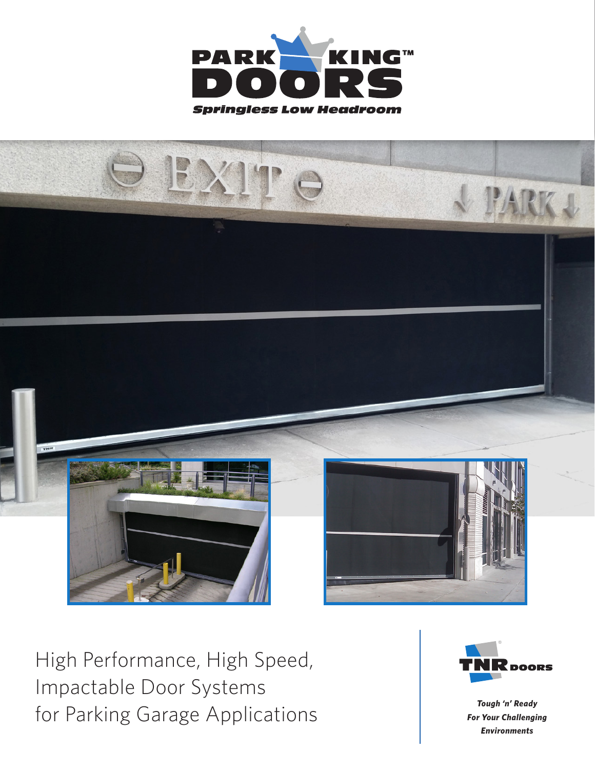# PARK KING™ DOORS

*Springless Low Headroom*

High Performance, High Speed, Impactable Door Systems for Parking Garage Applications

TNR DOORS

***Tough 'n' Ready For Your Challenging Environments***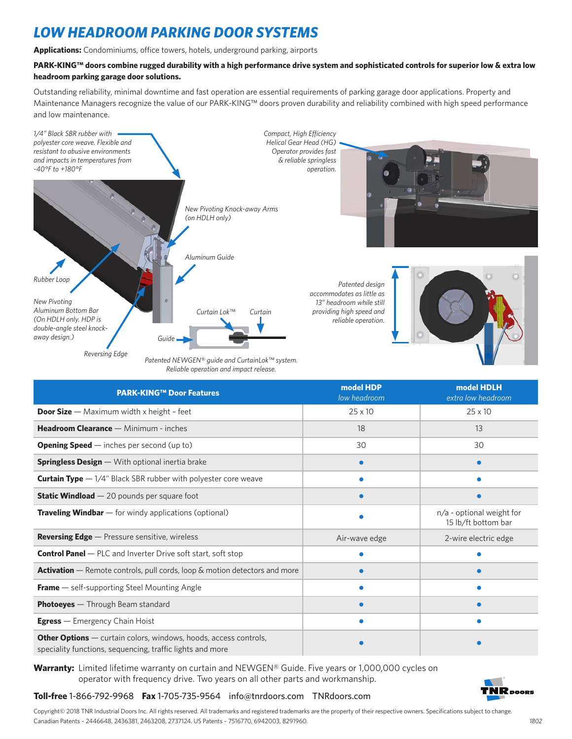# LOW HEADROOM PARKING DOOR SYSTEMS

**Applications:** Condominiums, office towers, hotels, underground parking, airports

**PARK-KING™ doors combine rugged durability with a high performance drive system and sophisticated controls for superior low & extra low headroom parking garage door solutions.**

Outstanding reliability, minimal downtime and fast operation are essential requirements of parking garage door applications. Property and Maintenance Managers recognize the value of our PARK-KING™ doors proven durability and reliability combined with high speed performance and low maintenance.

*1/4" Black SBR rubber with polyester core weave. Flexible and resistant to abusive environments and impacts in temperatures from -40°F to +180°F*

*Compact, High Efficiency Helical Gear Head (HG) Operator provides fast & reliable springless operation.*

*New Pivoting Knock-away Arms (on HDLH only)*

*Aluminum Guide*

*Rubber Loop*

*New Pivoting Aluminum Bottom Bar (On HDLH only. HDP is double-angle steel knock-away design.)*

*Reversing Edge*

*Curtain Lok™*

*Curtain*

*Guide*

*Patented NEWGEN® guide and CurtainLok™ system. Reliable operation and impact release.*

*Patented design accommodates as little as 13" headroom while still providing high speed and reliable operation.*

| PARK-KING™ Door Features | model HDP *low headroom* | model HDLH *extra low headroom* |
|---|---|---|
| **Door Size** — Maximum width x height - feet | 25 x 10 | 25 x 10 |
| **Headroom Clearance** — Minimum - inches | 18 | 13 |
| **Opening Speed** — inches per second (up to) | 30 | 30 |
| **Springless Design** — With optional inertia brake | • | • |
| **Curtain Type** — 1/4" Black SBR rubber with polyester core weave | • | • |
| **Static Windload** — 20 pounds per square foot | • | • |
| **Traveling Windbar** — for windy applications (optional) | • | n/a - optional weight for 15 lb/ft bottom bar |
| **Reversing Edge** — Pressure sensitive, wireless | Air-wave edge | 2-wire electric edge |
| **Control Panel** — PLC and Inverter Drive soft start, soft stop | • | • |
| **Activation** — Remote controls, pull cords, loop & motion detectors and more | • | • |
| **Frame** — self-supporting Steel Mounting Angle | • | • |
| **Photoeyes** — Through Beam standard | • | • |
| **Egress** — Emergency Chain Hoist | • | • |
| **Other Options** — curtain colors, windows, hoods, access controls, speciality functions, sequencing, traffic lights and more | • | • |

**Warranty:** Limited lifetime warranty on curtain and NEWGEN® Guide. Five years or 1,000,000 cycles on operator with frequency drive. Two years on all other parts and workmanship.

**Toll-free** 1-866-792-9968 **Fax** 1-705-735-9564 info@tnrdoors.com TNRdoors.com

TNR DOORS

Copyright© 2018 TNR Industrial Doors Inc. All rights reserved. All trademarks and registered trademarks are the property of their respective owners. Specifications subject to change. Canadian Patents – 2446648, 2436381, 2463208, 2737124. US Patents – 7516770, 6942003, 8291960.

1802